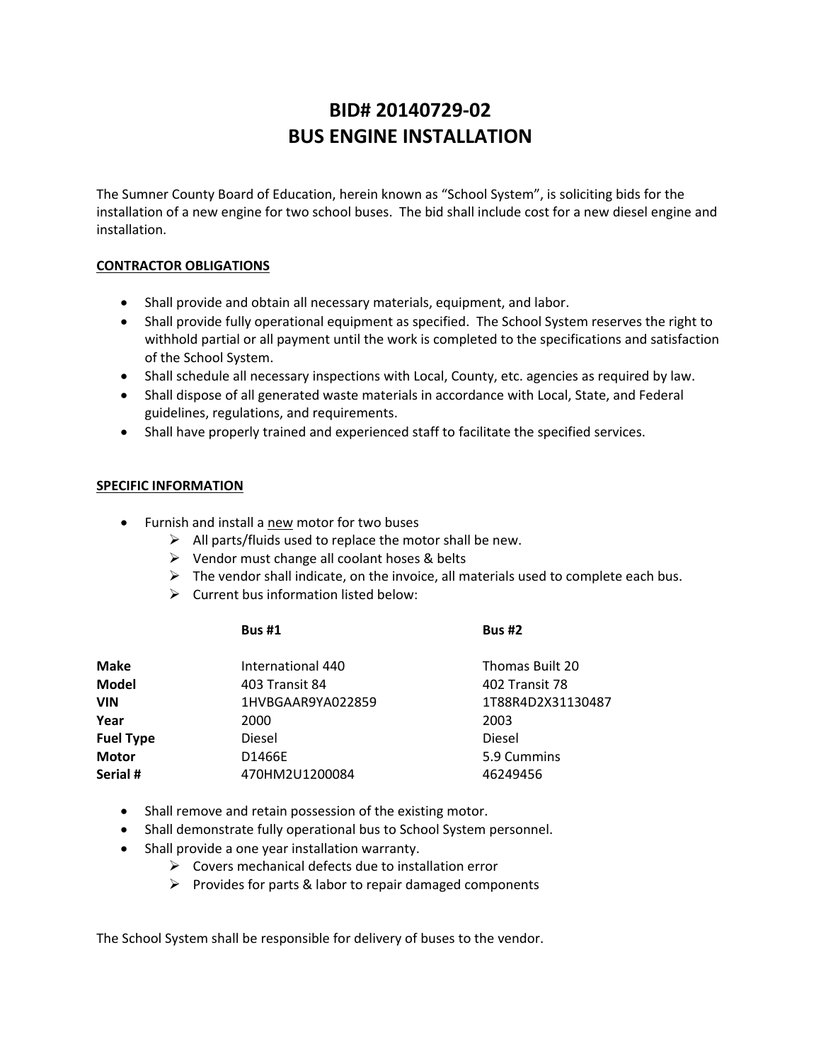# BID# 20140729-02
# BUS ENGINE INSTALLATION

The Sumner County Board of Education, herein known as "School System", is soliciting bids for the installation of a new engine for two school buses. The bid shall include cost for a new diesel engine and installation.

**CONTRACTOR OBLIGATIONS**

- Shall provide and obtain all necessary materials, equipment, and labor.
- Shall provide fully operational equipment as specified. The School System reserves the right to withhold partial or all payment until the work is completed to the specifications and satisfaction of the School System.
- Shall schedule all necessary inspections with Local, County, etc. agencies as required by law.
- Shall dispose of all generated waste materials in accordance with Local, State, and Federal guidelines, regulations, and requirements.
- Shall have properly trained and experienced staff to facilitate the specified services.

**SPECIFIC INFORMATION**

- Furnish and install a new motor for two buses
  - All parts/fluids used to replace the motor shall be new.
  - Vendor must change all coolant hoses & belts
  - The vendor shall indicate, on the invoice, all materials used to complete each bus.
  - Current bus information listed below:

| | **Bus #1** | **Bus #2** |
|---|---|---|
| **Make** | International 440 | Thomas Built 20 |
| **Model** | 403 Transit 84 | 402 Transit 78 |
| **VIN** | 1HVBGAAR9YA022859 | 1T88R4D2X31130487 |
| **Year** | 2000 | 2003 |
| **Fuel Type** | Diesel | Diesel |
| **Motor** | D1466E | 5.9 Cummins |
| **Serial #** | 470HM2U1200084 | 46249456 |

- Shall remove and retain possession of the existing motor.
- Shall demonstrate fully operational bus to School System personnel.
- Shall provide a one year installation warranty.
  - Covers mechanical defects due to installation error
  - Provides for parts & labor to repair damaged components

The School System shall be responsible for delivery of buses to the vendor.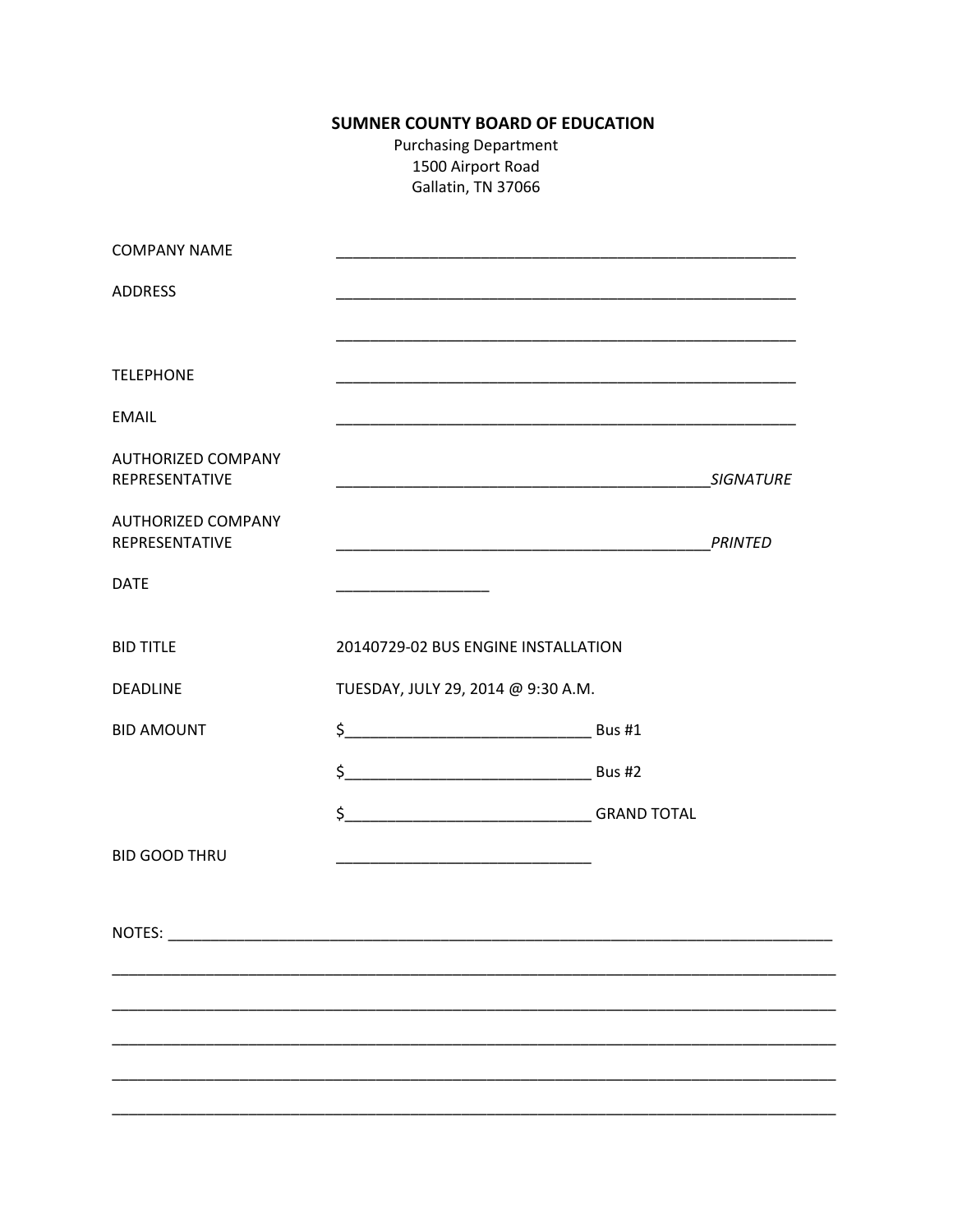**SUMNER COUNTY BOARD OF EDUCATION**

Purchasing Department
1500 Airport Road
Gallatin, TN 37066

COMPANY NAME ________________________________________________________

ADDRESS ________________________________________________________

________________________________________________________

TELEPHONE ________________________________________________________

EMAIL ________________________________________________________

AUTHORIZED COMPANY REPRESENTATIVE ____________________________________________*SIGNATURE*

AUTHORIZED COMPANY REPRESENTATIVE ____________________________________________*PRINTED*

DATE __________________

BID TITLE 20140729-02 BUS ENGINE INSTALLATION

DEADLINE TUESDAY, JULY 29, 2014 @ 9:30 A.M.

BID AMOUNT $_____________________________ Bus #1

$_____________________________ Bus #2

$_____________________________ GRAND TOTAL

BID GOOD THRU ______________________________

NOTES: _______________________________________________________________________________

_____________________________________________________________________________________

_____________________________________________________________________________________

_____________________________________________________________________________________

_____________________________________________________________________________________

_____________________________________________________________________________________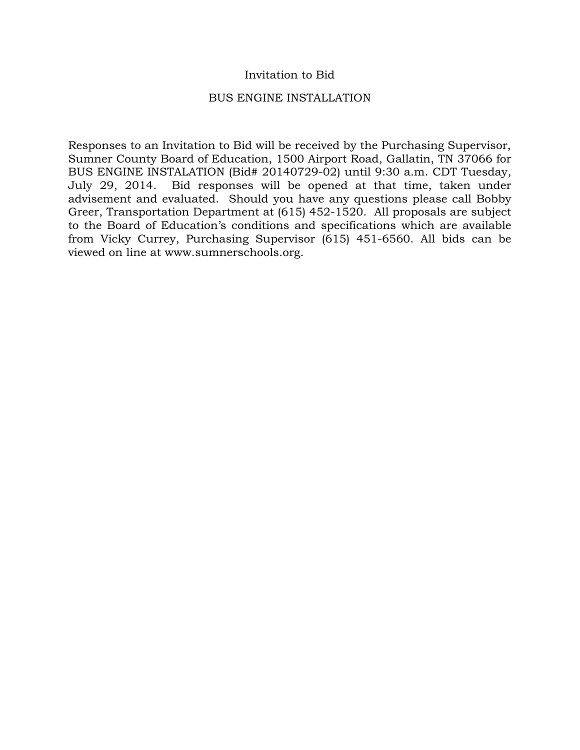# Invitation to Bid

## BUS ENGINE INSTALLATION

Responses to an Invitation to Bid will be received by the Purchasing Supervisor, Sumner County Board of Education, 1500 Airport Road, Gallatin, TN 37066 for BUS ENGINE INSTALATION (Bid# 20140729-02) until 9:30 a.m. CDT Tuesday, July 29, 2014. Bid responses will be opened at that time, taken under advisement and evaluated. Should you have any questions please call Bobby Greer, Transportation Department at (615) 452-1520. All proposals are subject to the Board of Education's conditions and specifications which are available from Vicky Currey, Purchasing Supervisor (615) 451-6560. All bids can be viewed on line at www.sumnerschools.org.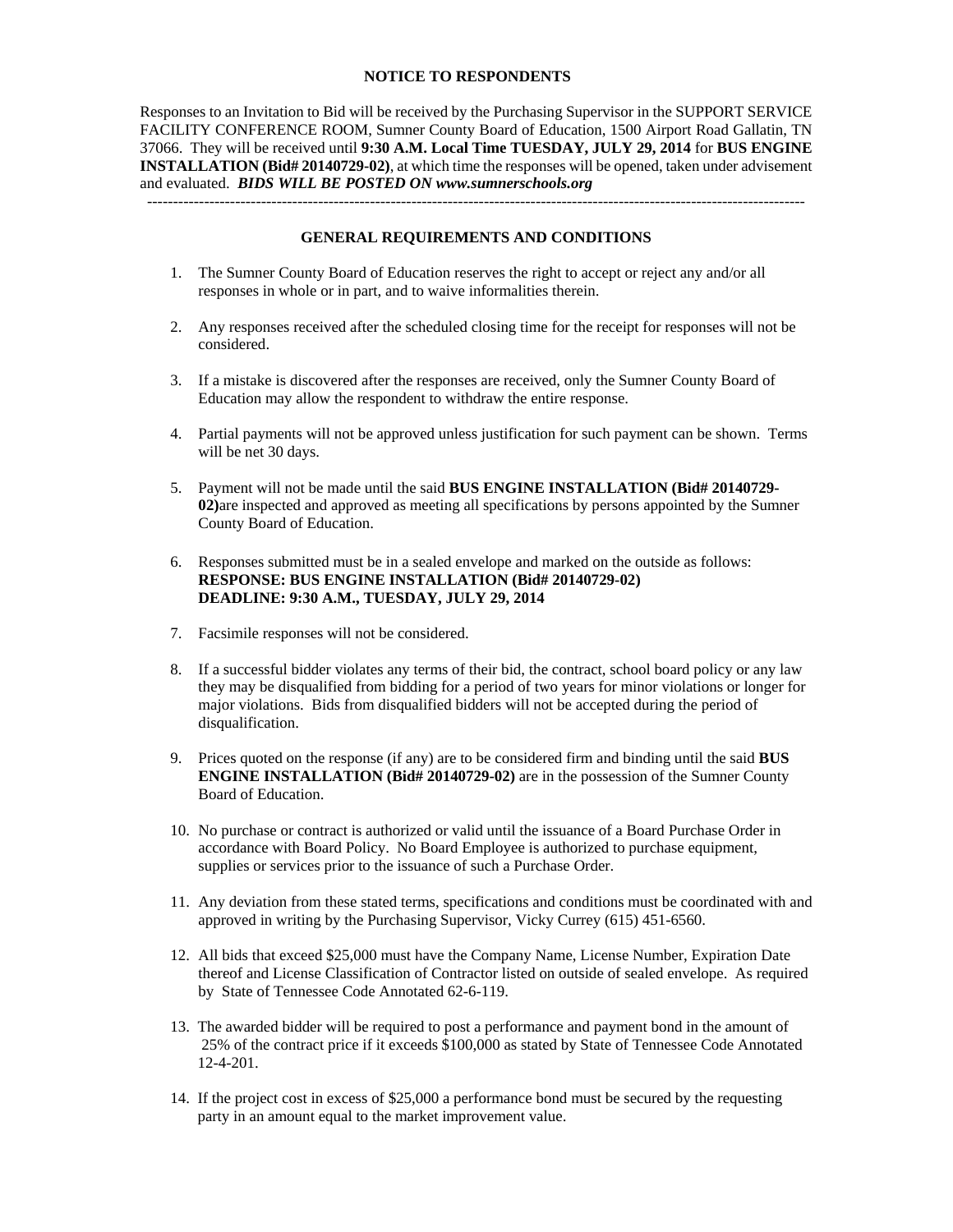**NOTICE TO RESPONDENTS**

Responses to an Invitation to Bid will be received by the Purchasing Supervisor in the SUPPORT SERVICE FACILITY CONFERENCE ROOM, Sumner County Board of Education, 1500 Airport Road Gallatin, TN 37066. They will be received until **9:30 A.M. Local Time TUESDAY, JULY 29, 2014** for **BUS ENGINE INSTALLATION (Bid# 20140729-02)**, at which time the responses will be opened, taken under advisement and evaluated. ***BIDS WILL BE POSTED ON www.sumnerschools.org***

---

**GENERAL REQUIREMENTS AND CONDITIONS**

1. The Sumner County Board of Education reserves the right to accept or reject any and/or all responses in whole or in part, and to waive informalities therein.

2. Any responses received after the scheduled closing time for the receipt for responses will not be considered.

3. If a mistake is discovered after the responses are received, only the Sumner County Board of Education may allow the respondent to withdraw the entire response.

4. Partial payments will not be approved unless justification for such payment can be shown. Terms will be net 30 days.

5. Payment will not be made until the said **BUS ENGINE INSTALLATION (Bid# 20140729-02)**are inspected and approved as meeting all specifications by persons appointed by the Sumner County Board of Education.

6. Responses submitted must be in a sealed envelope and marked on the outside as follows:
   **RESPONSE: BUS ENGINE INSTALLATION (Bid# 20140729-02)**
   **DEADLINE: 9:30 A.M., TUESDAY, JULY 29, 2014**

7. Facsimile responses will not be considered.

8. If a successful bidder violates any terms of their bid, the contract, school board policy or any law they may be disqualified from bidding for a period of two years for minor violations or longer for major violations. Bids from disqualified bidders will not be accepted during the period of disqualification.

9. Prices quoted on the response (if any) are to be considered firm and binding until the said **BUS ENGINE INSTALLATION (Bid# 20140729-02)** are in the possession of the Sumner County Board of Education.

10. No purchase or contract is authorized or valid until the issuance of a Board Purchase Order in accordance with Board Policy. No Board Employee is authorized to purchase equipment, supplies or services prior to the issuance of such a Purchase Order.

11. Any deviation from these stated terms, specifications and conditions must be coordinated with and approved in writing by the Purchasing Supervisor, Vicky Currey (615) 451-6560.

12. All bids that exceed $25,000 must have the Company Name, License Number, Expiration Date thereof and License Classification of Contractor listed on outside of sealed envelope. As required by State of Tennessee Code Annotated 62-6-119.

13. The awarded bidder will be required to post a performance and payment bond in the amount of 25% of the contract price if it exceeds $100,000 as stated by State of Tennessee Code Annotated 12-4-201.

14. If the project cost in excess of $25,000 a performance bond must be secured by the requesting party in an amount equal to the market improvement value.